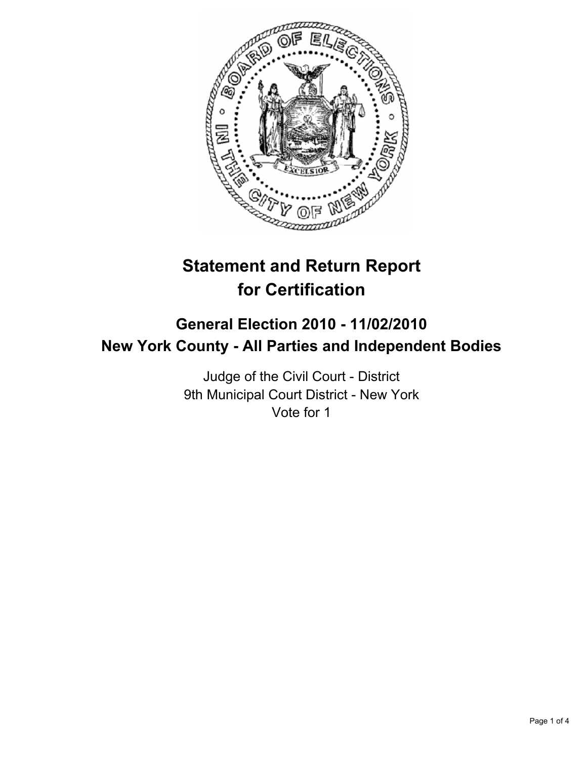# Statement and Return Report for Certification

## General Election 2010 - 11/02/2010
## New York County - All Parties and Independent Bodies

Judge of the Civil Court - District
9th Municipal Court District - New York
Vote for 1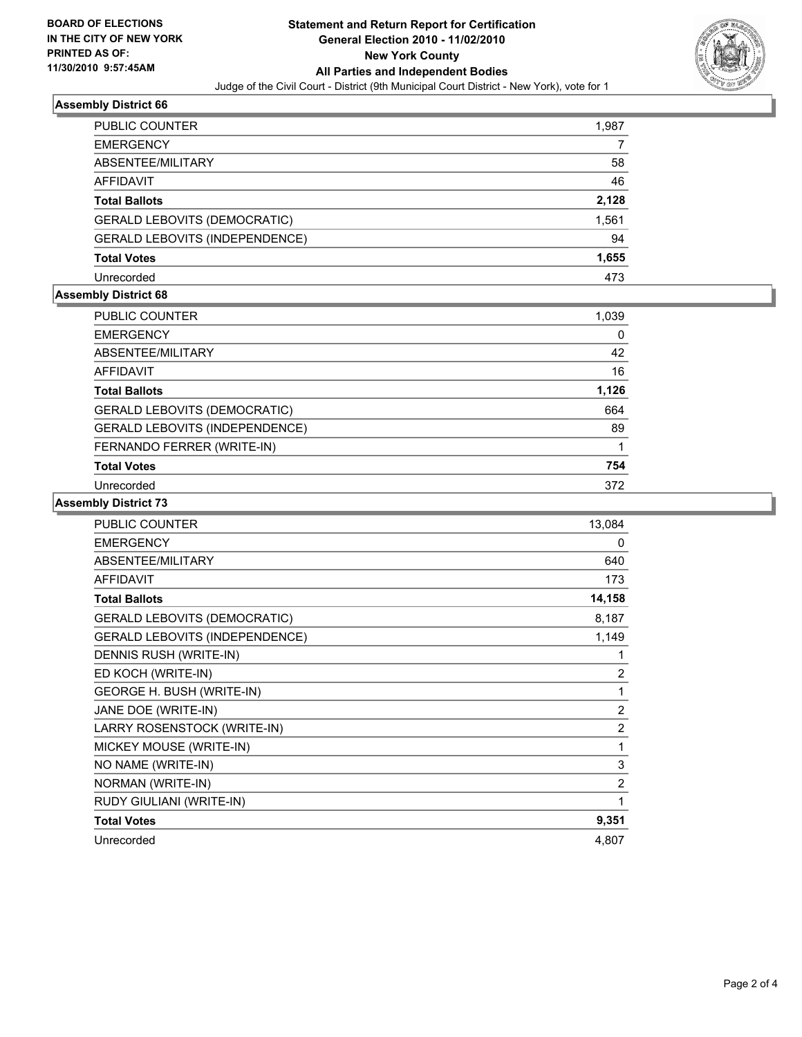**BOARD OF ELECTIONS IN THE CITY OF NEW YORK PRINTED AS OF: 11/30/2010 9:57:45AM**

# Statement and Return Report for Certification General Election 2010 - 11/02/2010 New York County All Parties and Independent Bodies

Judge of the Civil Court - District (9th Municipal Court District - New York), vote for 1

## Assembly District 66

| | |
|---|---|
| PUBLIC COUNTER | 1,987 |
| EMERGENCY | 7 |
| ABSENTEE/MILITARY | 58 |
| AFFIDAVIT | 46 |
| **Total Ballots** | **2,128** |
| GERALD LEBOVITS (DEMOCRATIC) | 1,561 |
| GERALD LEBOVITS (INDEPENDENCE) | 94 |
| **Total Votes** | **1,655** |
| Unrecorded | 473 |

## Assembly District 68

| | |
|---|---|
| PUBLIC COUNTER | 1,039 |
| EMERGENCY | 0 |
| ABSENTEE/MILITARY | 42 |
| AFFIDAVIT | 16 |
| **Total Ballots** | **1,126** |
| GERALD LEBOVITS (DEMOCRATIC) | 664 |
| GERALD LEBOVITS (INDEPENDENCE) | 89 |
| FERNANDO FERRER (WRITE-IN) | 1 |
| **Total Votes** | **754** |
| Unrecorded | 372 |

## Assembly District 73

| | |
|---|---|
| PUBLIC COUNTER | 13,084 |
| EMERGENCY | 0 |
| ABSENTEE/MILITARY | 640 |
| AFFIDAVIT | 173 |
| **Total Ballots** | **14,158** |
| GERALD LEBOVITS (DEMOCRATIC) | 8,187 |
| GERALD LEBOVITS (INDEPENDENCE) | 1,149 |
| DENNIS RUSH (WRITE-IN) | 1 |
| ED KOCH (WRITE-IN) | 2 |
| GEORGE H. BUSH (WRITE-IN) | 1 |
| JANE DOE (WRITE-IN) | 2 |
| LARRY ROSENSTOCK (WRITE-IN) | 2 |
| MICKEY MOUSE (WRITE-IN) | 1 |
| NO NAME (WRITE-IN) | 3 |
| NORMAN (WRITE-IN) | 2 |
| RUDY GIULIANI (WRITE-IN) | 1 |
| **Total Votes** | **9,351** |
| Unrecorded | 4,807 |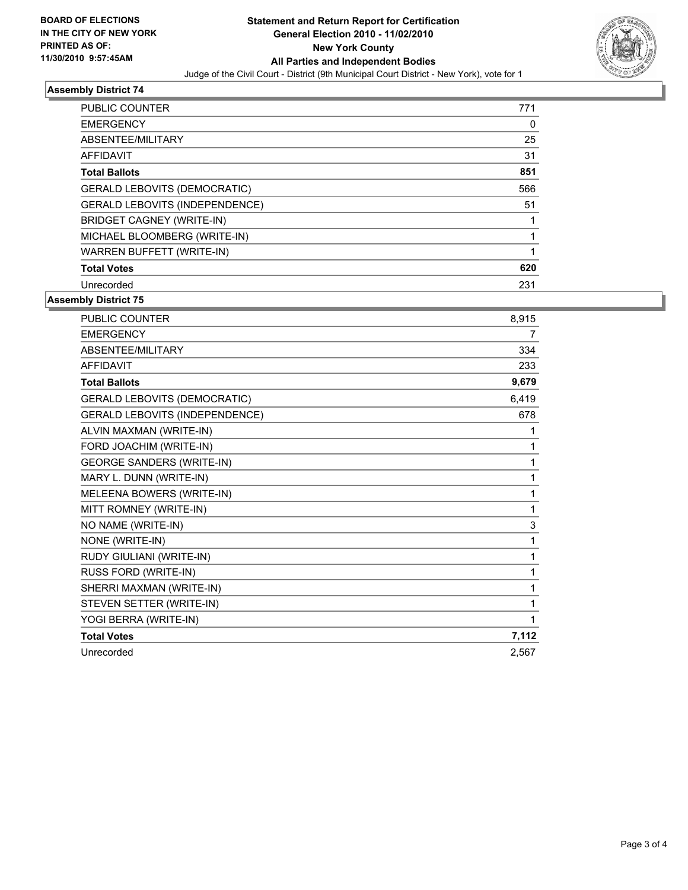**BOARD OF ELECTIONS IN THE CITY OF NEW YORK PRINTED AS OF: 11/30/2010 9:57:45AM**

# Statement and Return Report for Certification General Election 2010 - 11/02/2010 New York County All Parties and Independent Bodies

Judge of the Civil Court - District (9th Municipal Court District - New York), vote for 1

## Assembly District 74

| | |
|---|---|
| PUBLIC COUNTER | 771 |
| EMERGENCY | 0 |
| ABSENTEE/MILITARY | 25 |
| AFFIDAVIT | 31 |
| **Total Ballots** | **851** |
| GERALD LEBOVITS (DEMOCRATIC) | 566 |
| GERALD LEBOVITS (INDEPENDENCE) | 51 |
| BRIDGET CAGNEY (WRITE-IN) | 1 |
| MICHAEL BLOOMBERG (WRITE-IN) | 1 |
| WARREN BUFFETT (WRITE-IN) | 1 |
| **Total Votes** | **620** |
| Unrecorded | 231 |

## Assembly District 75

| | |
|---|---|
| PUBLIC COUNTER | 8,915 |
| EMERGENCY | 7 |
| ABSENTEE/MILITARY | 334 |
| AFFIDAVIT | 233 |
| **Total Ballots** | **9,679** |
| GERALD LEBOVITS (DEMOCRATIC) | 6,419 |
| GERALD LEBOVITS (INDEPENDENCE) | 678 |
| ALVIN MAXMAN (WRITE-IN) | 1 |
| FORD JOACHIM (WRITE-IN) | 1 |
| GEORGE SANDERS (WRITE-IN) | 1 |
| MARY L. DUNN (WRITE-IN) | 1 |
| MELEENA BOWERS (WRITE-IN) | 1 |
| MITT ROMNEY (WRITE-IN) | 1 |
| NO NAME (WRITE-IN) | 3 |
| NONE (WRITE-IN) | 1 |
| RUDY GIULIANI (WRITE-IN) | 1 |
| RUSS FORD (WRITE-IN) | 1 |
| SHERRI MAXMAN (WRITE-IN) | 1 |
| STEVEN SETTER (WRITE-IN) | 1 |
| YOGI BERRA (WRITE-IN) | 1 |
| **Total Votes** | **7,112** |
| Unrecorded | 2,567 |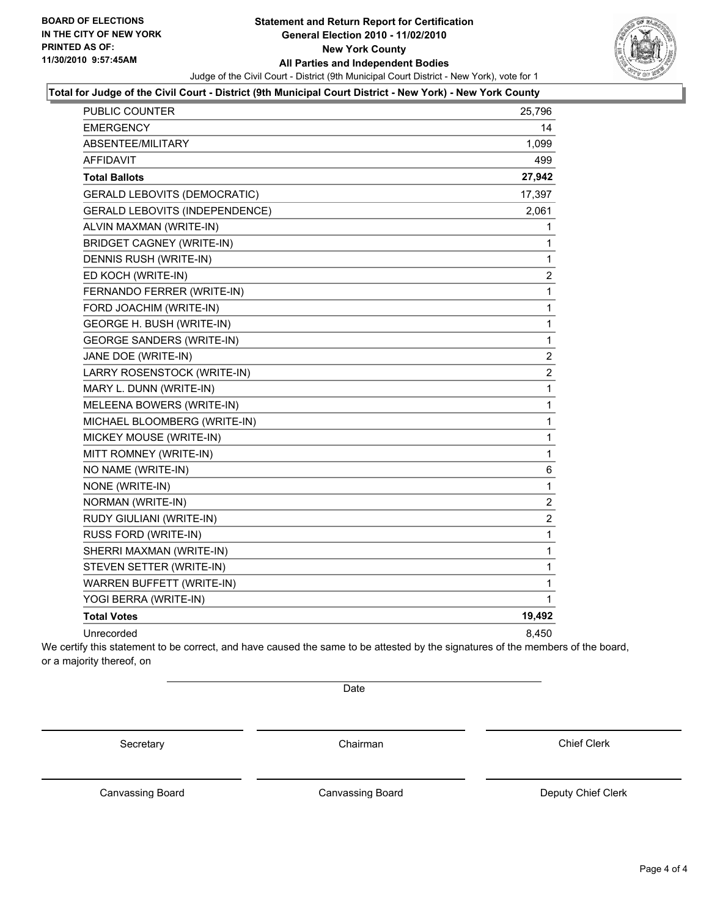**BOARD OF ELECTIONS IN THE CITY OF NEW YORK**
**PRINTED AS OF:**
**11/30/2010 9:57:45AM**

# Statement and Return Report for Certification
## General Election 2010 - 11/02/2010
## New York County
## All Parties and Independent Bodies

Judge of the Civil Court - District (9th Municipal Court District - New York), vote for 1

**Total for Judge of the Civil Court - District (9th Municipal Court District - New York) - New York County**

| | |
|---|---|
| PUBLIC COUNTER | 25,796 |
| EMERGENCY | 14 |
| ABSENTEE/MILITARY | 1,099 |
| AFFIDAVIT | 499 |
| **Total Ballots** | **27,942** |
| GERALD LEBOVITS (DEMOCRATIC) | 17,397 |
| GERALD LEBOVITS (INDEPENDENCE) | 2,061 |
| ALVIN MAXMAN (WRITE-IN) | 1 |
| BRIDGET CAGNEY (WRITE-IN) | 1 |
| DENNIS RUSH (WRITE-IN) | 1 |
| ED KOCH (WRITE-IN) | 2 |
| FERNANDO FERRER (WRITE-IN) | 1 |
| FORD JOACHIM (WRITE-IN) | 1 |
| GEORGE H. BUSH (WRITE-IN) | 1 |
| GEORGE SANDERS (WRITE-IN) | 1 |
| JANE DOE (WRITE-IN) | 2 |
| LARRY ROSENSTOCK (WRITE-IN) | 2 |
| MARY L. DUNN (WRITE-IN) | 1 |
| MELEENA BOWERS (WRITE-IN) | 1 |
| MICHAEL BLOOMBERG (WRITE-IN) | 1 |
| MICKEY MOUSE (WRITE-IN) | 1 |
| MITT ROMNEY (WRITE-IN) | 1 |
| NO NAME (WRITE-IN) | 6 |
| NONE (WRITE-IN) | 1 |
| NORMAN (WRITE-IN) | 2 |
| RUDY GIULIANI (WRITE-IN) | 2 |
| RUSS FORD (WRITE-IN) | 1 |
| SHERRI MAXMAN (WRITE-IN) | 1 |
| STEVEN SETTER (WRITE-IN) | 1 |
| WARREN BUFFETT (WRITE-IN) | 1 |
| YOGI BERRA (WRITE-IN) | 1 |
| **Total Votes** | **19,492** |
| Unrecorded | 8,450 |

We certify this statement to be correct, and have caused the same to be attested by the signatures of the members of the board, or a majority thereof, on

Date

| | | |
|---|---|---|
| Secretary | Chairman | Chief Clerk |
| Canvassing Board | Canvassing Board | Deputy Chief Clerk |